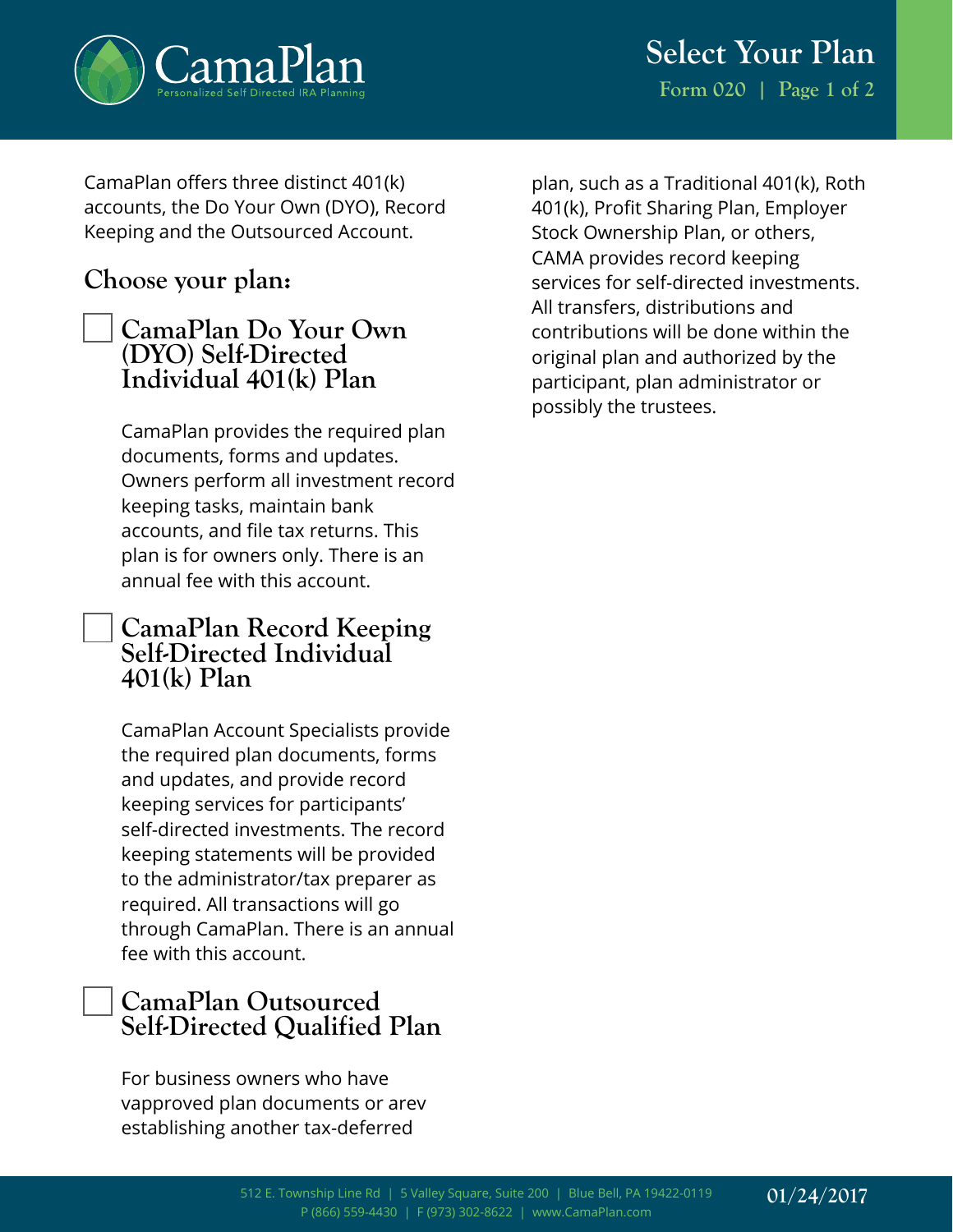# Select Your Plan

Form 020

CamaPlan offers three distinct 401(k) accounts, the Do Your Own (DYO), Record Keeping and the Outsourced Account.

## Choose your plan:

☐ **CamaPlan Do Your Own (DYO) Self-Directed Individual 401(k) Plan**

CamaPlan provides the required plan documents, forms and updates. Owners perform all investment record keeping tasks, maintain bank accounts, and file tax returns. This plan is for owners only. There is an annual fee with this account.

☐ **CamaPlan Record Keeping Self-Directed Individual 401(k) Plan**

CamaPlan Account Specialists provide the required plan documents, forms and updates, and provide record keeping services for participants' self-directed investments. The record keeping statements will be provided to the administrator/tax preparer as required. All transactions will go through CamaPlan. There is an annual fee with this account.

☐ **CamaPlan Outsourced Self-Directed Qualified Plan**

For business owners who have vapproved plan documents or arev establishing another tax-deferred plan, such as a Traditional 401(k), Roth 401(k), Profit Sharing Plan, Employer Stock Ownership Plan, or others, CAMA provides record keeping services for self-directed investments. All transfers, distributions and contributions will be done within the original plan and authorized by the participant, plan administrator or possibly the trustees.

512 E. Township Line Rd | 5 Valley Square, Suite 200 | Blue Bell, PA 19422-0119
P (866) 559-4430 | F (973) 302-8622 | www.CamaPlan.com

01/24/2017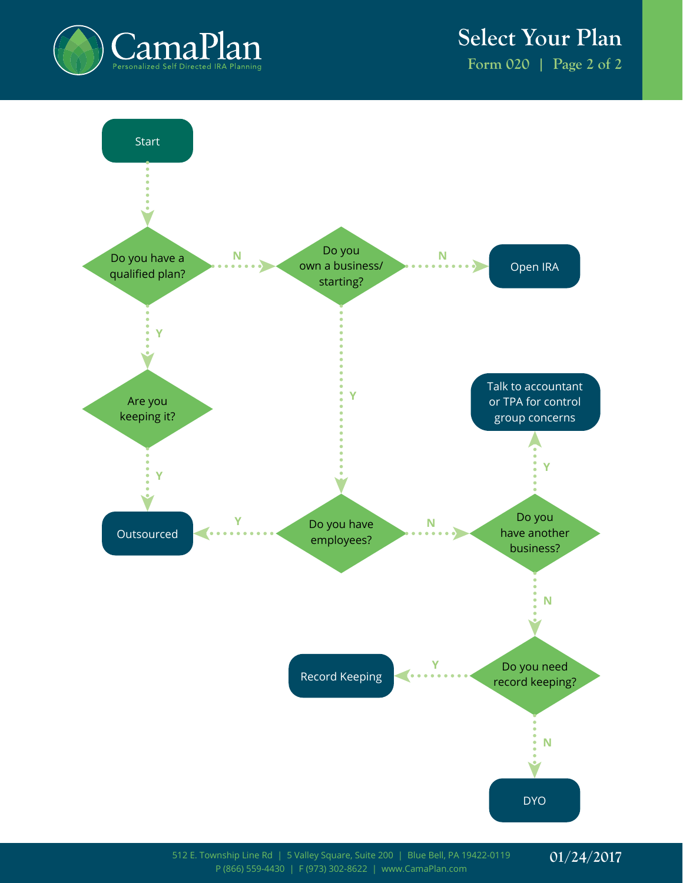CamaPlan

Personalized Self Directed IRA Planning

# Select Your Plan

Form 020 | Page 2 of 2

Start

Do you have a qualified plan?

N

Do you own a business/ starting?

N

Open IRA

Y

Are you keeping it?

Y

Y

Talk to accountant or TPA for control group concerns

Y

Outsourced

Y

Do you have employees?

N

Do you have another business?

N

Record Keeping

Y

Do you need record keeping?

N

DYO

512 E. Township Line Rd | 5 Valley Square, Suite 200 | Blue Bell, PA 19422-0119
P (866) 559-4430 | F (973) 302-8622 | www.CamaPlan.com

01/24/2017